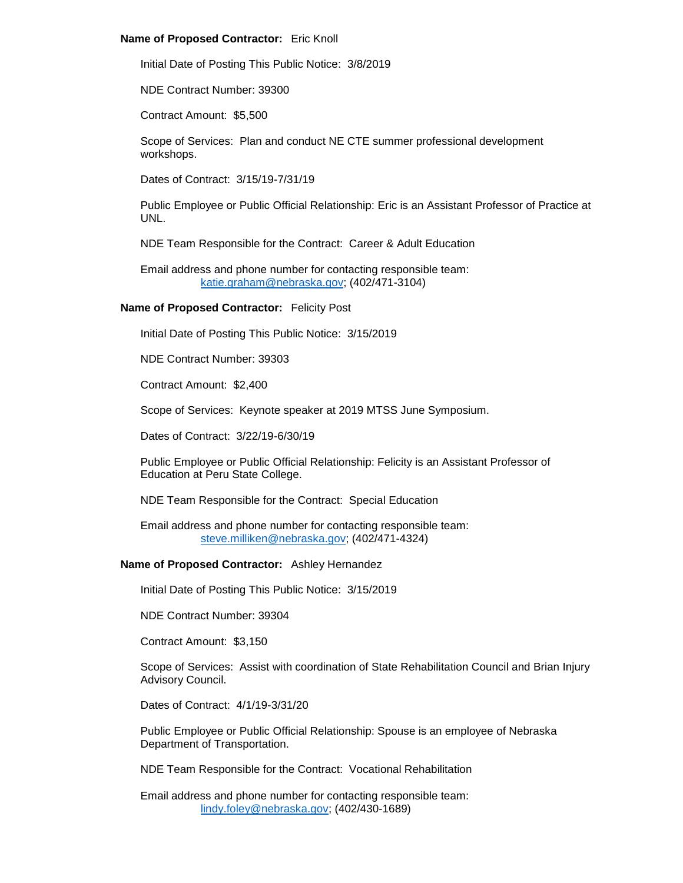**Name of Proposed Contractor:** Eric Knoll

Initial Date of Posting This Public Notice: 3/8/2019

NDE Contract Number: 39300

Contract Amount: $5,500

Scope of Services: Plan and conduct NE CTE summer professional development workshops.

Dates of Contract: 3/15/19-7/31/19

Public Employee or Public Official Relationship: Eric is an Assistant Professor of Practice at UNL.

NDE Team Responsible for the Contract: Career & Adult Education

Email address and phone number for contacting responsible team:
katie.graham@nebraska.gov; (402/471-3104)

**Name of Proposed Contractor:** Felicity Post

Initial Date of Posting This Public Notice: 3/15/2019

NDE Contract Number: 39303

Contract Amount: $2,400

Scope of Services: Keynote speaker at 2019 MTSS June Symposium.

Dates of Contract: 3/22/19-6/30/19

Public Employee or Public Official Relationship: Felicity is an Assistant Professor of Education at Peru State College.

NDE Team Responsible for the Contract: Special Education

Email address and phone number for contacting responsible team:
steve.milliken@nebraska.gov; (402/471-4324)

**Name of Proposed Contractor:** Ashley Hernandez

Initial Date of Posting This Public Notice: 3/15/2019

NDE Contract Number: 39304

Contract Amount: $3,150

Scope of Services: Assist with coordination of State Rehabilitation Council and Brian Injury Advisory Council.

Dates of Contract: 4/1/19-3/31/20

Public Employee or Public Official Relationship: Spouse is an employee of Nebraska Department of Transportation.

NDE Team Responsible for the Contract: Vocational Rehabilitation

Email address and phone number for contacting responsible team:
lindy.foley@nebraska.gov; (402/430-1689)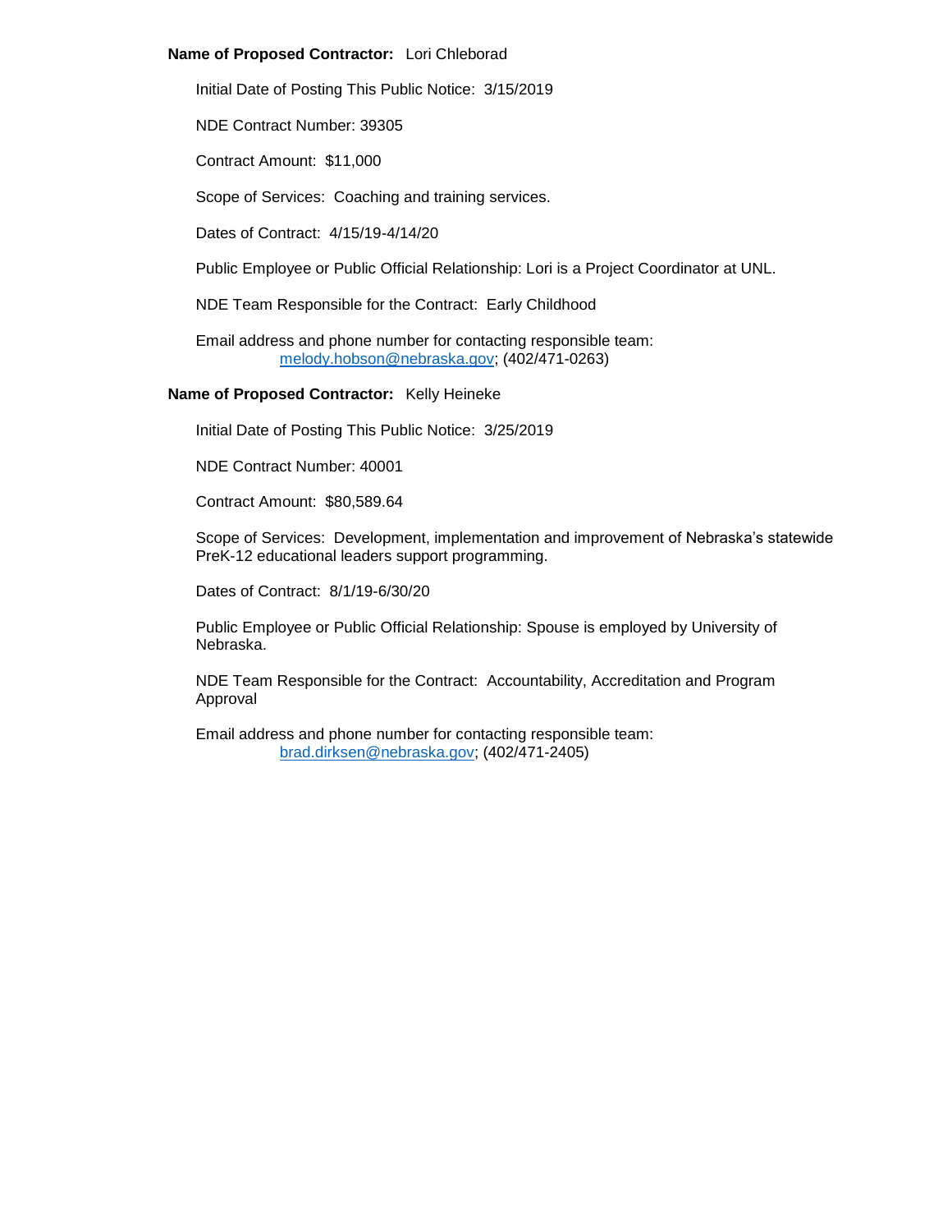**Name of Proposed Contractor:** Lori Chleborad

Initial Date of Posting This Public Notice: 3/15/2019

NDE Contract Number: 39305

Contract Amount: $11,000

Scope of Services: Coaching and training services.

Dates of Contract: 4/15/19-4/14/20

Public Employee or Public Official Relationship: Lori is a Project Coordinator at UNL.

NDE Team Responsible for the Contract: Early Childhood

Email address and phone number for contacting responsible team:
melody.hobson@nebraska.gov; (402/471-0263)

**Name of Proposed Contractor:** Kelly Heineke

Initial Date of Posting This Public Notice: 3/25/2019

NDE Contract Number: 40001

Contract Amount: $80,589.64

Scope of Services: Development, implementation and improvement of Nebraska's statewide PreK-12 educational leaders support programming.

Dates of Contract: 8/1/19-6/30/20

Public Employee or Public Official Relationship: Spouse is employed by University of Nebraska.

NDE Team Responsible for the Contract: Accountability, Accreditation and Program Approval

Email address and phone number for contacting responsible team:
brad.dirksen@nebraska.gov; (402/471-2405)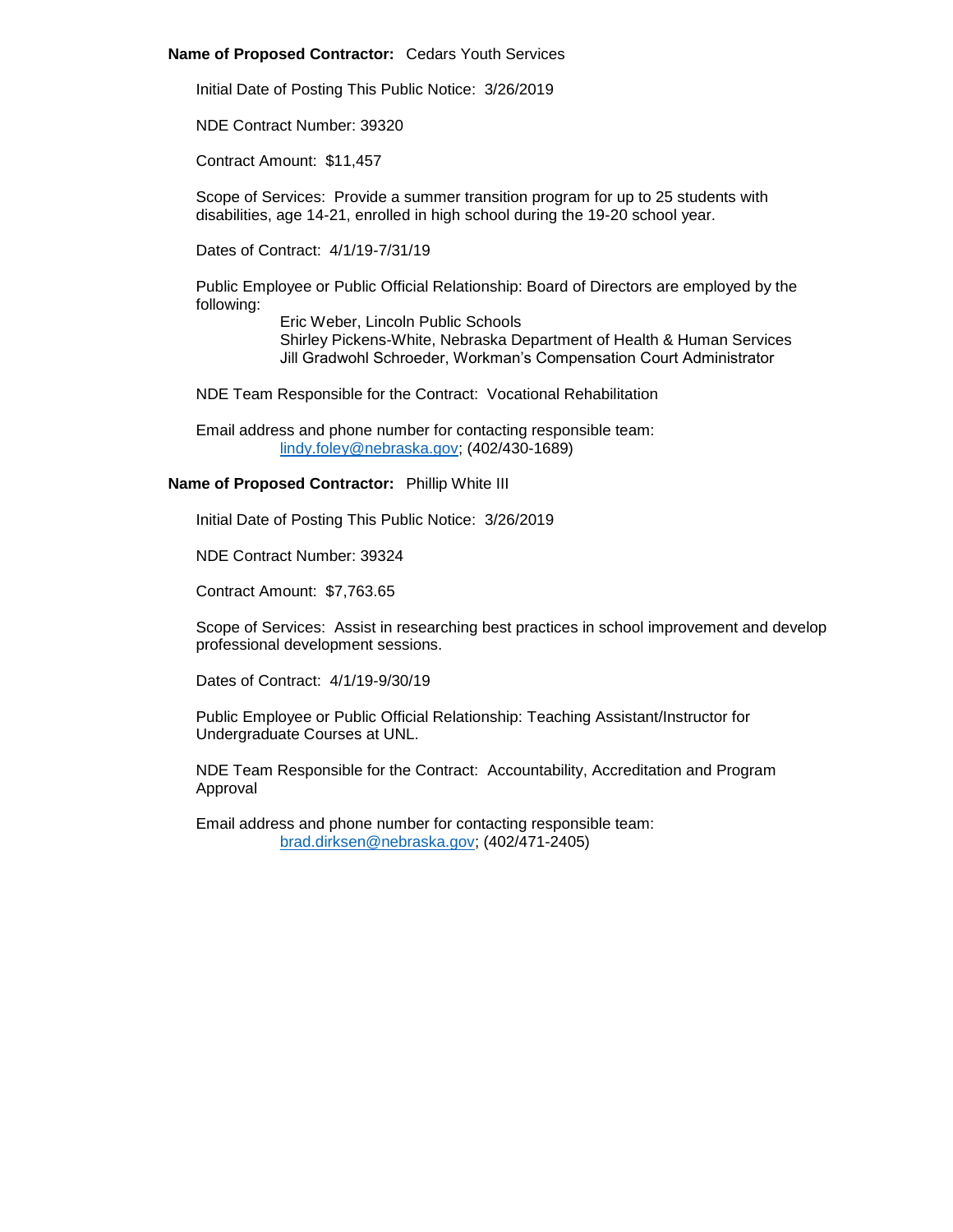**Name of Proposed Contractor:** Cedars Youth Services

Initial Date of Posting This Public Notice: 3/26/2019

NDE Contract Number: 39320

Contract Amount: $11,457

Scope of Services: Provide a summer transition program for up to 25 students with disabilities, age 14-21, enrolled in high school during the 19-20 school year.

Dates of Contract: 4/1/19-7/31/19

Public Employee or Public Official Relationship: Board of Directors are employed by the following:

Eric Weber, Lincoln Public Schools
Shirley Pickens-White, Nebraska Department of Health & Human Services
Jill Gradwohl Schroeder, Workman's Compensation Court Administrator

NDE Team Responsible for the Contract: Vocational Rehabilitation

Email address and phone number for contacting responsible team:
lindy.foley@nebraska.gov; (402/430-1689)

**Name of Proposed Contractor:** Phillip White III

Initial Date of Posting This Public Notice: 3/26/2019

NDE Contract Number: 39324

Contract Amount: $7,763.65

Scope of Services: Assist in researching best practices in school improvement and develop professional development sessions.

Dates of Contract: 4/1/19-9/30/19

Public Employee or Public Official Relationship: Teaching Assistant/Instructor for Undergraduate Courses at UNL.

NDE Team Responsible for the Contract: Accountability, Accreditation and Program Approval

Email address and phone number for contacting responsible team:
brad.dirksen@nebraska.gov; (402/471-2405)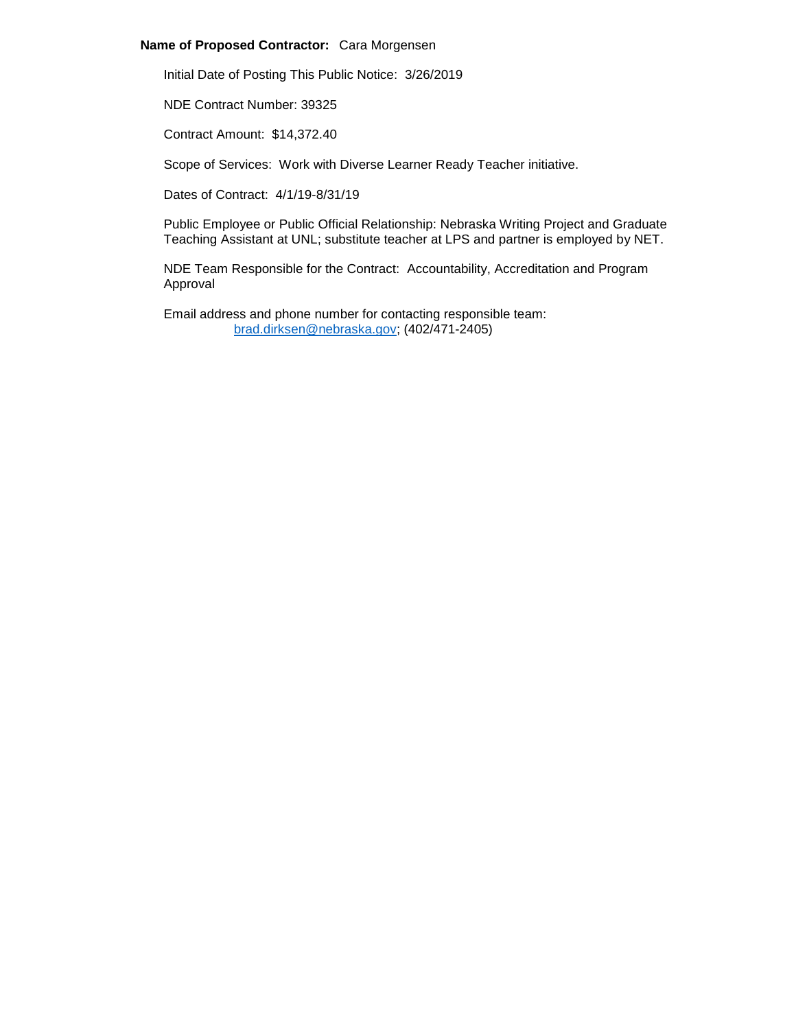**Name of Proposed Contractor:** Cara Morgensen

Initial Date of Posting This Public Notice: 3/26/2019

NDE Contract Number: 39325

Contract Amount: $14,372.40

Scope of Services: Work with Diverse Learner Ready Teacher initiative.

Dates of Contract: 4/1/19-8/31/19

Public Employee or Public Official Relationship: Nebraska Writing Project and Graduate Teaching Assistant at UNL; substitute teacher at LPS and partner is employed by NET.

NDE Team Responsible for the Contract: Accountability, Accreditation and Program Approval

Email address and phone number for contacting responsible team:
brad.dirksen@nebraska.gov; (402/471-2405)